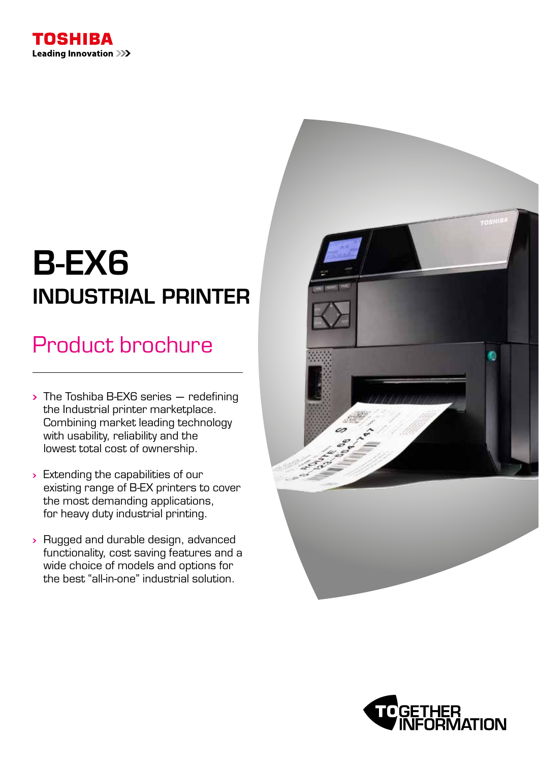TOSHIBA

Leading Innovation >>>

# B-EX6

## INDUSTRIAL PRINTER

## Product brochure

- The Toshiba B-EX6 series — redefining the Industrial printer marketplace. Combining market leading technology with usability, reliability and the lowest total cost of ownership.
- Extending the capabilities of our existing range of B-EX printers to cover the most demanding applications, for heavy duty industrial printing.
- Rugged and durable design, advanced functionality, cost saving features and a wide choice of models and options for the best "all-in-one" industrial solution.

TOGETHER INFORMATION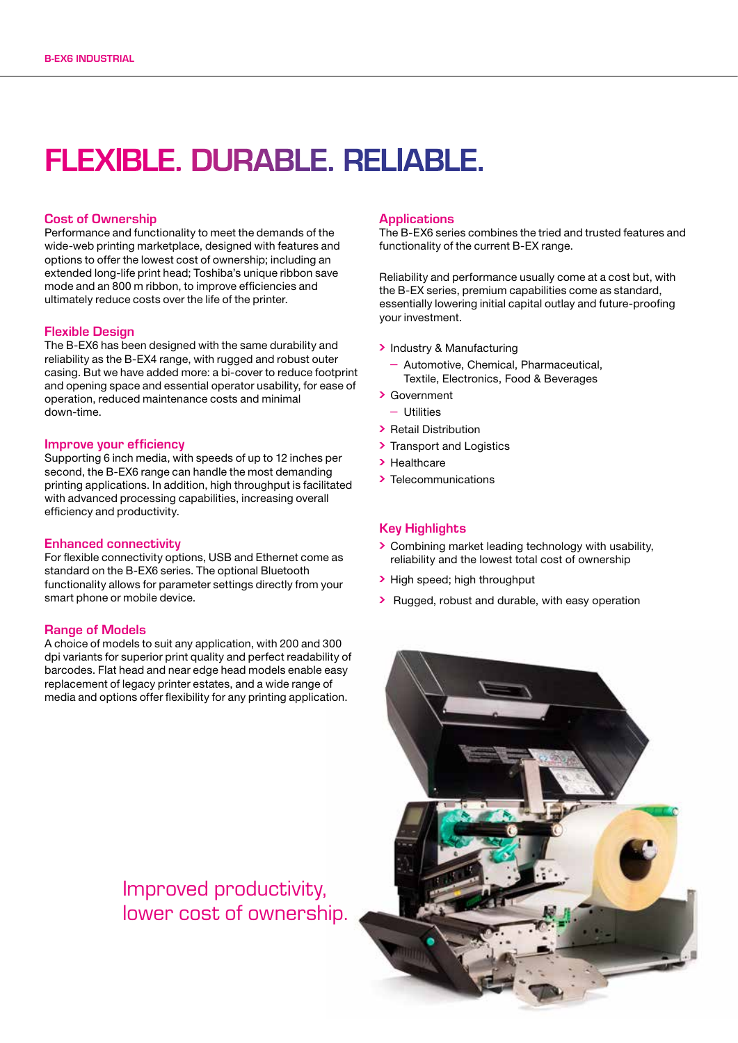# FLEXIBLE. DURABLE. RELIABLE.

### Cost of Ownership

Performance and functionality to meet the demands of the wide-web printing marketplace, designed with features and options to offer the lowest cost of ownership; including an extended long-life print head; Toshiba's unique ribbon save mode and an 800 m ribbon, to improve efficiencies and ultimately reduce costs over the life of the printer.

### Flexible Design

The B-EX6 has been designed with the same durability and reliability as the B-EX4 range, with rugged and robust outer casing. But we have added more: a bi-cover to reduce footprint and opening space and essential operator usability, for ease of operation, reduced maintenance costs and minimal down-time.

### Improve your efficiency

Supporting 6 inch media, with speeds of up to 12 inches per second, the B-EX6 range can handle the most demanding printing applications. In addition, high throughput is facilitated with advanced processing capabilities, increasing overall efficiency and productivity.

### Enhanced connectivity

For flexible connectivity options, USB and Ethernet come as standard on the B-EX6 series. The optional Bluetooth functionality allows for parameter settings directly from your smart phone or mobile device.

### Range of Models

A choice of models to suit any application, with 200 and 300 dpi variants for superior print quality and perfect readability of barcodes. Flat head and near edge head models enable easy replacement of legacy printer estates, and a wide range of media and options offer flexibility for any printing application.

Improved productivity, lower cost of ownership.

### Applications

The B-EX6 series combines the tried and trusted features and functionality of the current B-EX range.

Reliability and performance usually come at a cost but, with the B-EX series, premium capabilities come as standard, essentially lowering initial capital outlay and future-proofing your investment.

- Industry & Manufacturing
  - Automotive, Chemical, Pharmaceutical, Textile, Electronics, Food & Beverages
- Government
  - Utilities
- Retail Distribution
- Transport and Logistics
- Healthcare
- Telecommunications

### Key Highlights

- Combining market leading technology with usability, reliability and the lowest total cost of ownership
- High speed; high throughput
- Rugged, robust and durable, with easy operation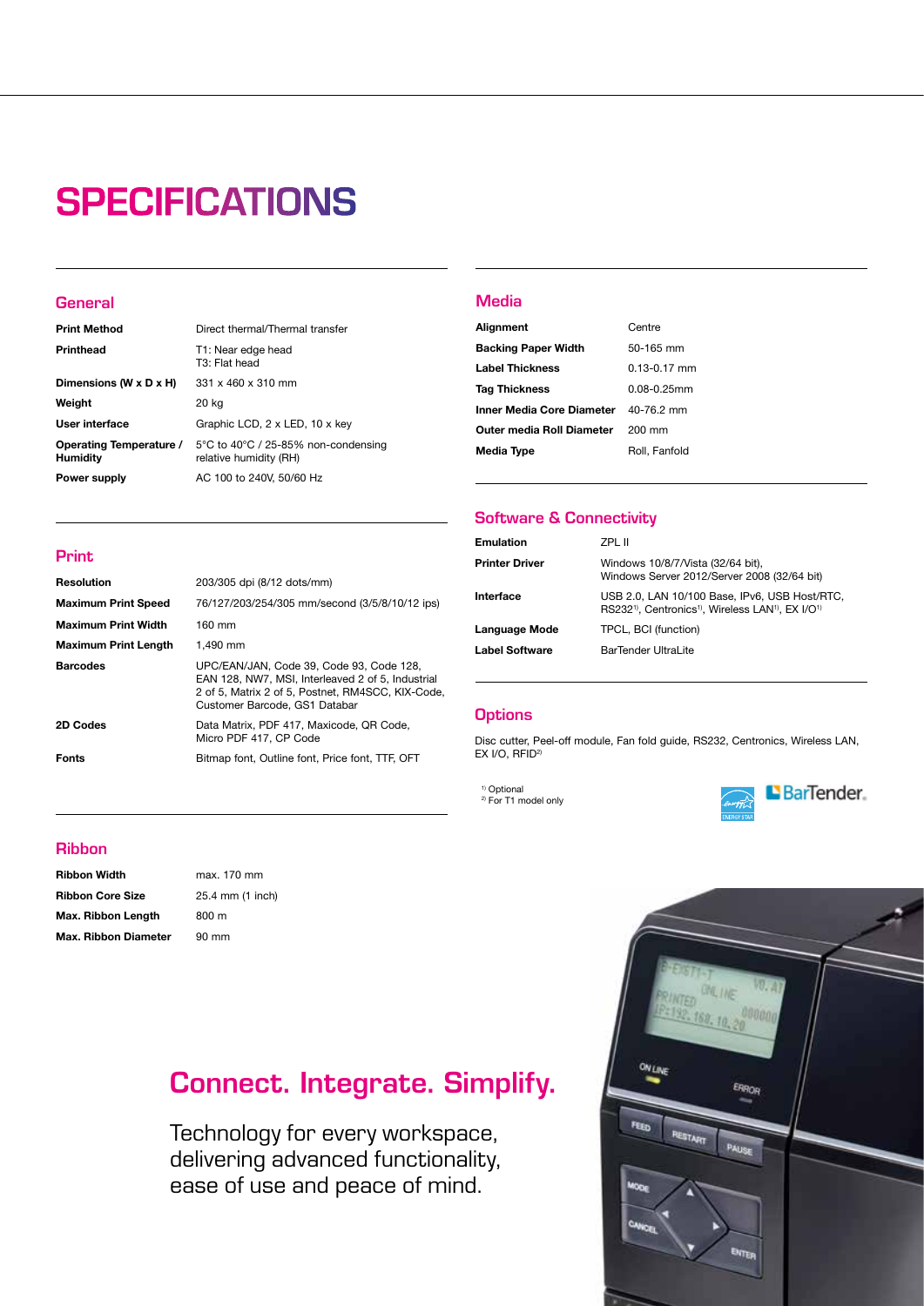# SPECIFICATIONS

## General

| | |
|---|---|
| **Print Method** | Direct thermal/Thermal transfer |
| **Printhead** | T1: Near edge head<br>T3: Flat head |
| **Dimensions (W x D x H)** | 331 x 460 x 310 mm |
| **Weight** | 20 kg |
| **User interface** | Graphic LCD, 2 x LED, 10 x key |
| **Operating Temperature / Humidity** | 5°C to 40°C / 25-85% non-condensing relative humidity (RH) |
| **Power supply** | AC 100 to 240V, 50/60 Hz |

## Print

| | |
|---|---|
| **Resolution** | 203/305 dpi (8/12 dots/mm) |
| **Maximum Print Speed** | 76/127/203/254/305 mm/second (3/5/8/10/12 ips) |
| **Maximum Print Width** | 160 mm |
| **Maximum Print Length** | 1,490 mm |
| **Barcodes** | UPC/EAN/JAN, Code 39, Code 93, Code 128, EAN 128, NW7, MSI, Interleaved 2 of 5, Industrial 2 of 5, Matrix 2 of 5, Postnet, RM4SCC, KIX-Code, Customer Barcode, GS1 Databar |
| **2D Codes** | Data Matrix, PDF 417, Maxicode, QR Code, Micro PDF 417, CP Code |
| **Fonts** | Bitmap font, Outline font, Price font, TTF, OFT |

## Ribbon

| | |
|---|---|
| **Ribbon Width** | max. 170 mm |
| **Ribbon Core Size** | 25.4 mm (1 inch) |
| **Max. Ribbon Length** | 800 m |
| **Max. Ribbon Diameter** | 90 mm |

## Media

| | |
|---|---|
| **Alignment** | Centre |
| **Backing Paper Width** | 50-165 mm |
| **Label Thickness** | 0.13-0.17 mm |
| **Tag Thickness** | 0.08-0.25mm |
| **Inner Media Core Diameter** | 40-76.2 mm |
| **Outer media Roll Diameter** | 200 mm |
| **Media Type** | Roll, Fanfold |

## Software & Connectivity

| | |
|---|---|
| **Emulation** | ZPL II |
| **Printer Driver** | Windows 10/8/7/Vista (32/64 bit), Windows Server 2012/Server 2008 (32/64 bit) |
| **Interface** | USB 2.0, LAN 10/100 Base, IPv6, USB Host/RTC, RS232[1], Centronics[1], Wireless LAN[1], EX I/O[1] |
| **Language Mode** | TPCL, BCI (function) |
| **Label Software** | BarTender UltraLite |

## Options

Disc cutter, Peel-off module, Fan fold guide, RS232, Centronics, Wireless LAN, EX I/O, RFID[2]

[1] Optional
[2] For T1 model only

## Connect. Integrate. Simplify.

Technology for every workspace, delivering advanced functionality, ease of use and peace of mind.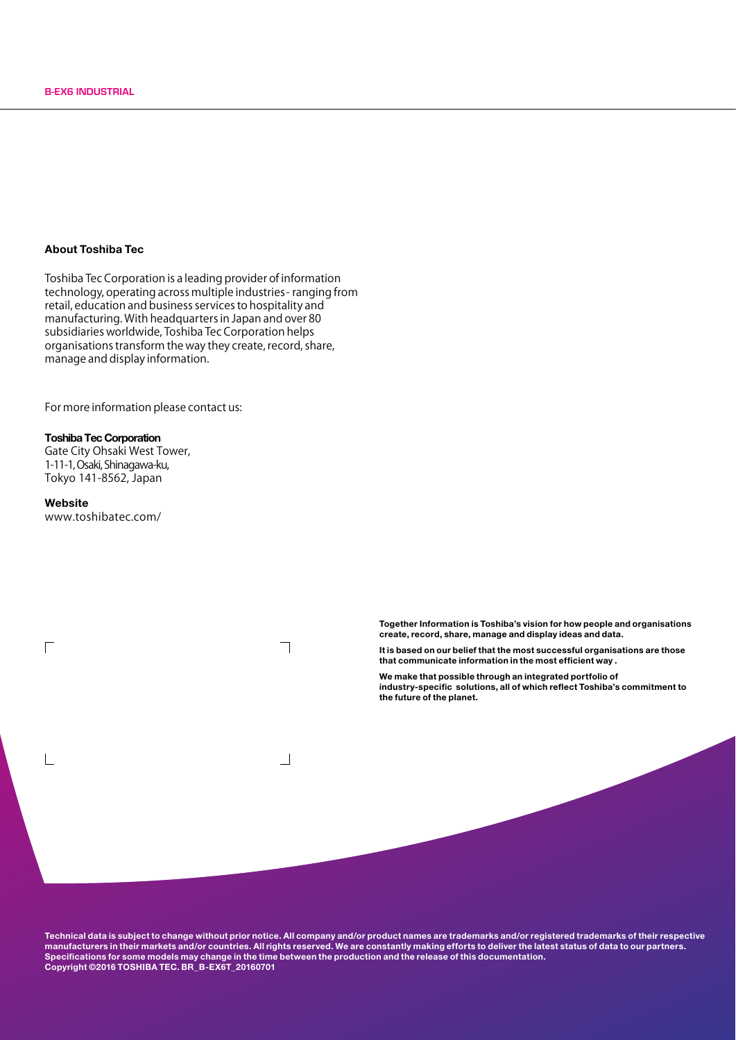## About Toshiba Tec

Toshiba Tec Corporation is a leading provider of information technology, operating across multiple industries - ranging from retail, education and business services to hospitality and manufacturing. With headquarters in Japan and over 80 subsidiaries worldwide, Toshiba Tec Corporation helps organisations transform the way they create, record, share, manage and display information.

For more information please contact us:

**Toshiba Tec Corporation**
Gate City Ohsaki West Tower,
1-11-1, Osaki, Shinagawa-ku,
Tokyo 141-8562, Japan

**Website**
www.toshibatec.com/

**Together Information is Toshiba's vision for how people and organisations create, record, share, manage and display ideas and data.**

**It is based on our belief that the most successful organisations are those that communicate information in the most efficient way .**

**We make that possible through an integrated portfolio of industry-specific solutions, all of which reflect Toshiba's commitment to the future of the planet.**

**Technical data is subject to change without prior notice. All company and/or product names are trademarks and/or registered trademarks of their respective manufacturers in their markets and/or countries. All rights reserved. We are constantly making efforts to deliver the latest status of data to our partners. Specifications for some models may change in the time between the production and the release of this documentation.**
**Copyright ©2016 TOSHIBA TEC. BR_B-EX6T_20160701**